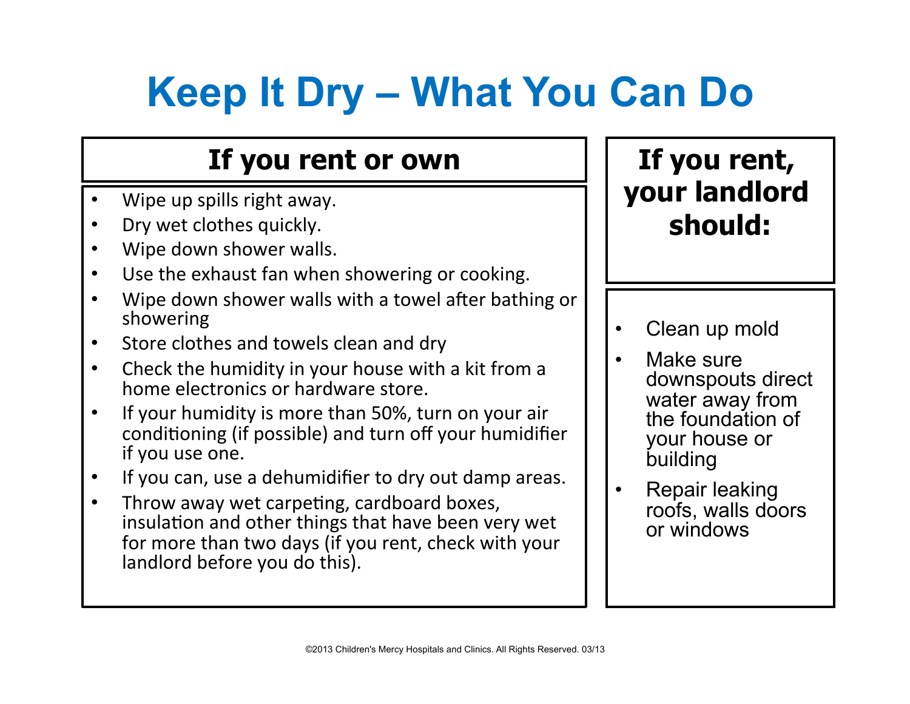# Keep It Dry – What You Can Do

## If you rent or own

- Wipe up spills right away.
- Dry wet clothes quickly.
- Wipe down shower walls.
- Use the exhaust fan when showering or cooking.
- Wipe down shower walls with a towel after bathing or showering
- Store clothes and towels clean and dry
- Check the humidity in your house with a kit from a home electronics or hardware store.
- If your humidity is more than 50%, turn on your air conditioning (if possible) and turn off your humidifier if you use one.
- If you can, use a dehumidifier to dry out damp areas.
- Throw away wet carpeting, cardboard boxes, insulation and other things that have been very wet for more than two days (if you rent, check with your landlord before you do this).

## If you rent, your landlord should:

- Clean up mold
- Make sure downspouts direct water away from the foundation of your house or building
- Repair leaking roofs, walls doors or windows

©2013 Children's Mercy Hospitals and Clinics. All Rights Reserved. 03/13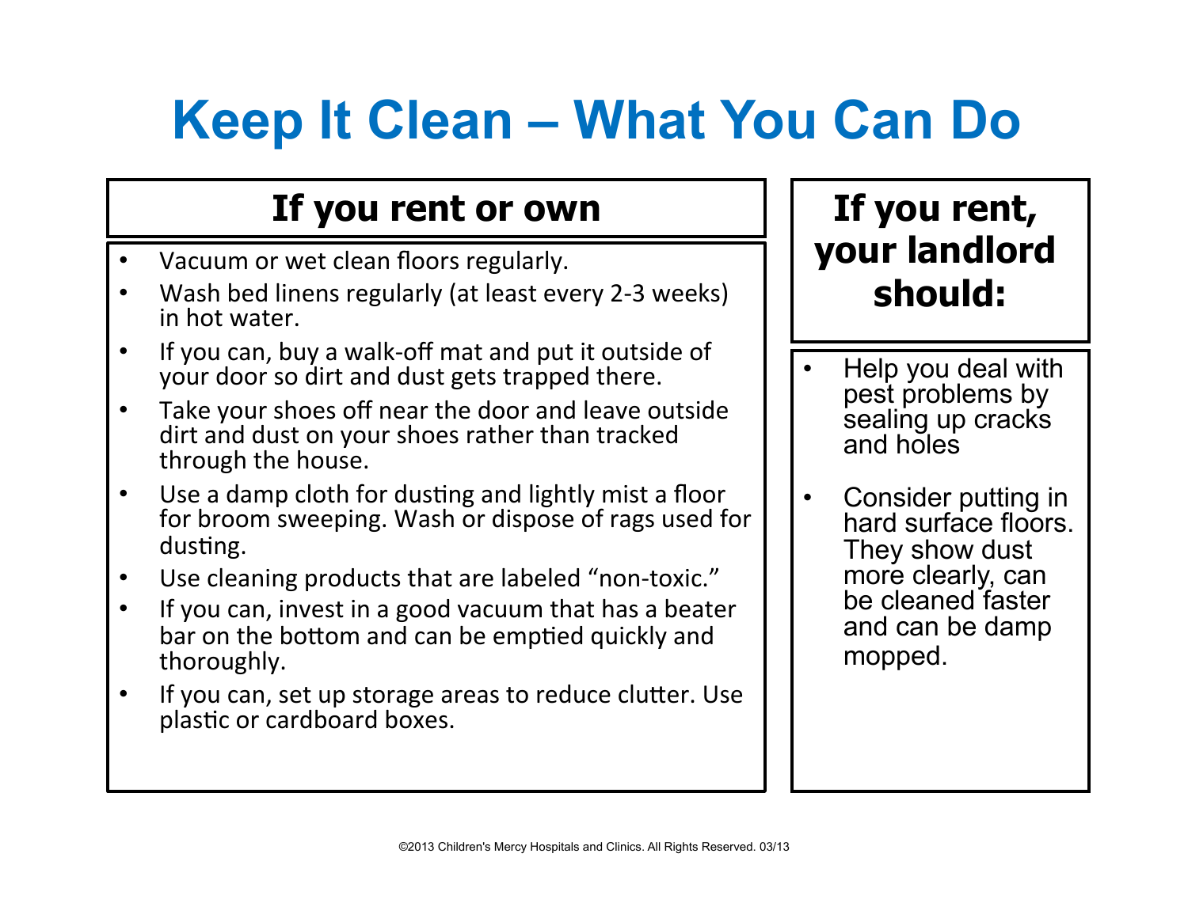# Keep It Clean – What You Can Do

## If you rent or own

- Vacuum or wet clean floors regularly.
- Wash bed linens regularly (at least every 2-3 weeks) in hot water.
- If you can, buy a walk-off mat and put it outside of your door so dirt and dust gets trapped there.
- Take your shoes off near the door and leave outside dirt and dust on your shoes rather than tracked through the house.
- Use a damp cloth for dusting and lightly mist a floor for broom sweeping. Wash or dispose of rags used for dusting.
- Use cleaning products that are labeled "non-toxic."
- If you can, invest in a good vacuum that has a beater bar on the bottom and can be emptied quickly and thoroughly.
- If you can, set up storage areas to reduce clutter. Use plastic or cardboard boxes.

## If you rent, your landlord should:

- Help you deal with pest problems by sealing up cracks and holes
- Consider putting in hard surface floors. They show dust more clearly, can be cleaned faster and can be damp mopped.

©2013 Children's Mercy Hospitals and Clinics. All Rights Reserved. 03/13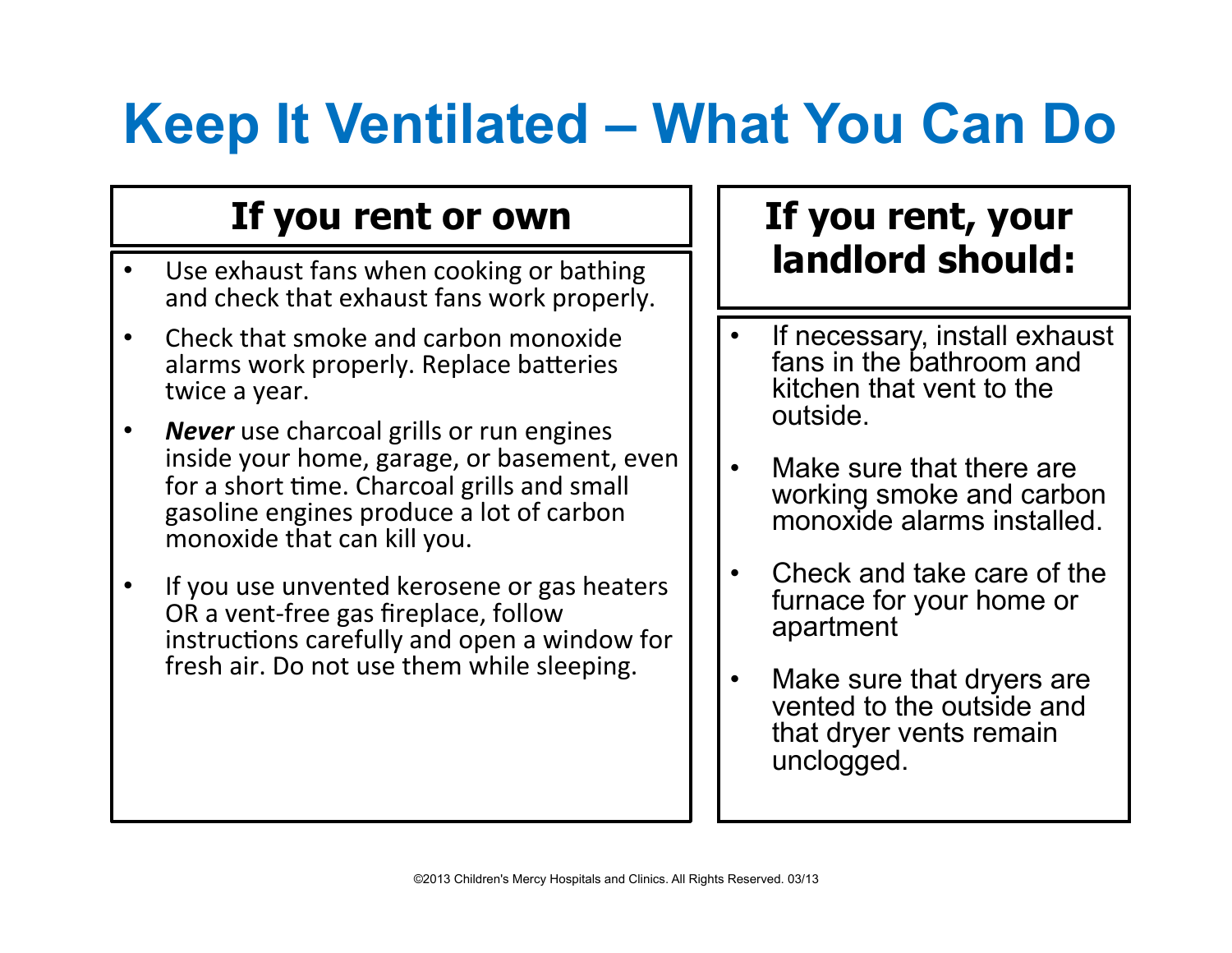# Keep It Ventilated – What You Can Do

## If you rent or own

- Use exhaust fans when cooking or bathing and check that exhaust fans work properly.
- Check that smoke and carbon monoxide alarms work properly. Replace batteries twice a year.
- ***Never*** use charcoal grills or run engines inside your home, garage, or basement, even for a short time. Charcoal grills and small gasoline engines produce a lot of carbon monoxide that can kill you.
- If you use unvented kerosene or gas heaters OR a vent-free gas fireplace, follow instructions carefully and open a window for fresh air. Do not use them while sleeping.

## If you rent, your landlord should:

- If necessary, install exhaust fans in the bathroom and kitchen that vent to the outside.
- Make sure that there are working smoke and carbon monoxide alarms installed.
- Check and take care of the furnace for your home or apartment
- Make sure that dryers are vented to the outside and that dryer vents remain unclogged.

©2013 Children's Mercy Hospitals and Clinics. All Rights Reserved. 03/13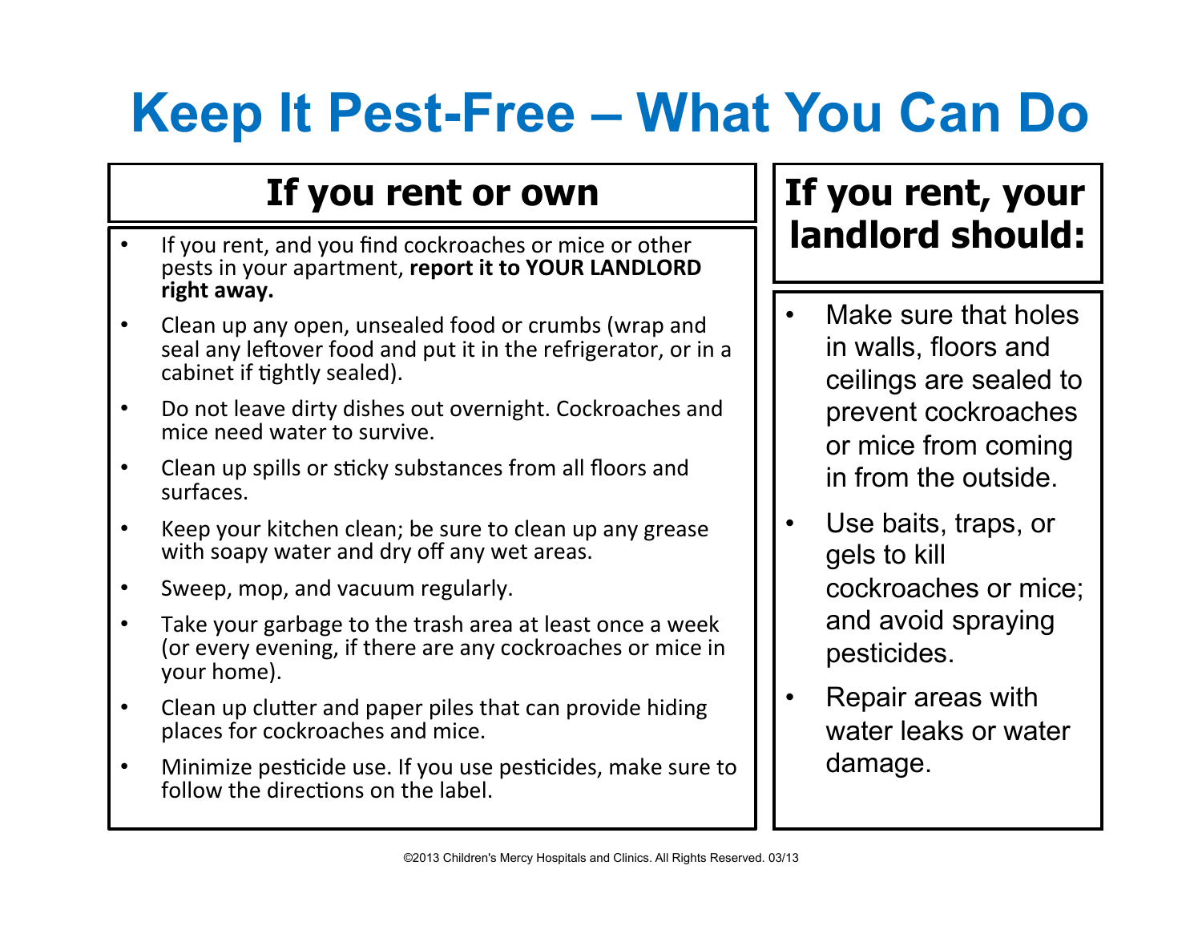# Keep It Pest-Free – What You Can Do

## If you rent or own

- If you rent, and you find cockroaches or mice or other pests in your apartment, **report it to YOUR LANDLORD right away.**
- Clean up any open, unsealed food or crumbs (wrap and seal any leftover food and put it in the refrigerator, or in a cabinet if tightly sealed).
- Do not leave dirty dishes out overnight. Cockroaches and mice need water to survive.
- Clean up spills or sticky substances from all floors and surfaces.
- Keep your kitchen clean; be sure to clean up any grease with soapy water and dry off any wet areas.
- Sweep, mop, and vacuum regularly.
- Take your garbage to the trash area at least once a week (or every evening, if there are any cockroaches or mice in your home).
- Clean up clutter and paper piles that can provide hiding places for cockroaches and mice.
- Minimize pesticide use. If you use pesticides, make sure to follow the directions on the label.

## If you rent, your landlord should:

- Make sure that holes in walls, floors and ceilings are sealed to prevent cockroaches or mice from coming in from the outside.
- Use baits, traps, or gels to kill cockroaches or mice; and avoid spraying pesticides.
- Repair areas with water leaks or water damage.

©2013 Children's Mercy Hospitals and Clinics. All Rights Reserved. 03/13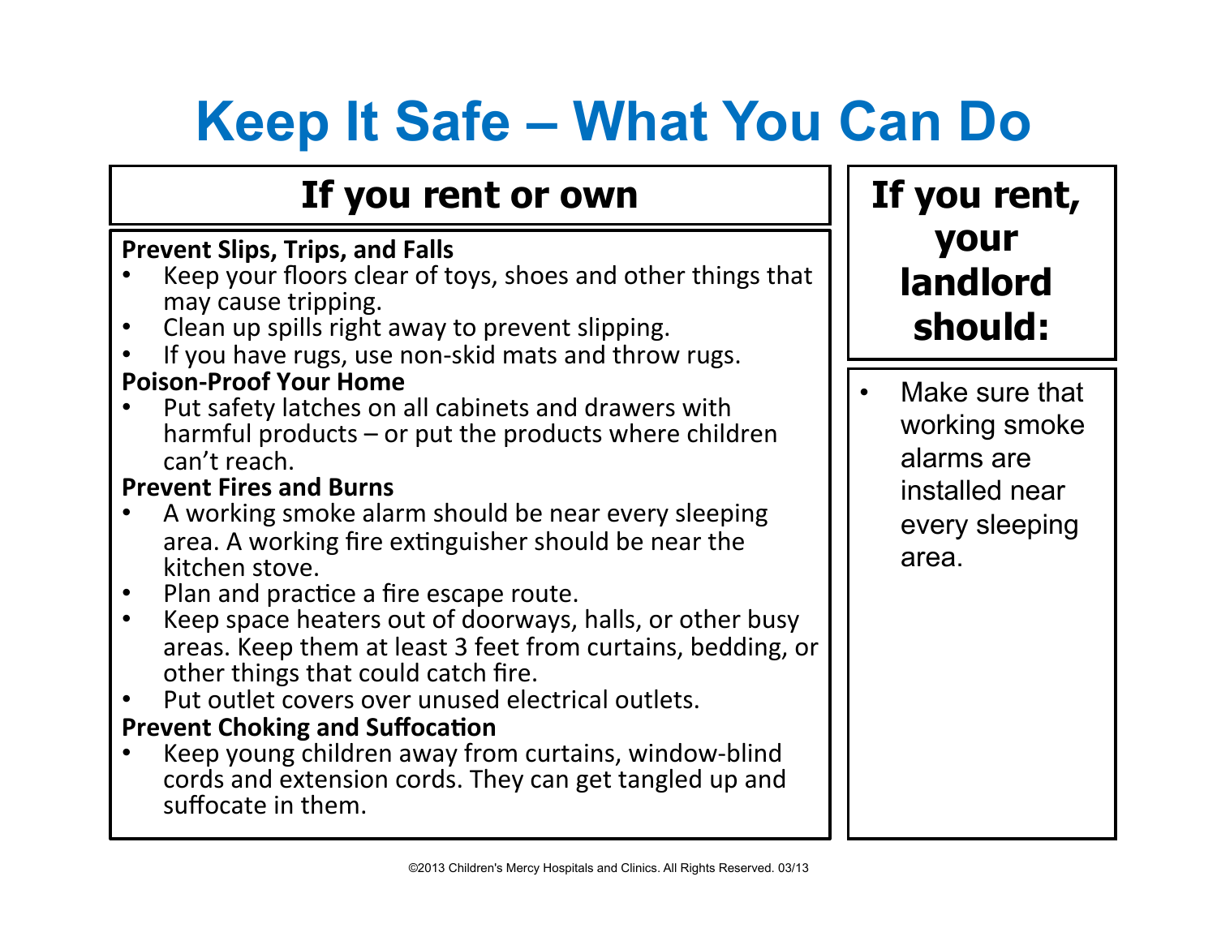# Keep It Safe – What You Can Do

## If you rent or own

**Prevent Slips, Trips, and Falls**

- Keep your floors clear of toys, shoes and other things that may cause tripping.
- Clean up spills right away to prevent slipping.
- If you have rugs, use non-skid mats and throw rugs.

**Poison-Proof Your Home**

- Put safety latches on all cabinets and drawers with harmful products – or put the products where children can't reach.

**Prevent Fires and Burns**

- A working smoke alarm should be near every sleeping area. A working fire extinguisher should be near the kitchen stove.
- Plan and practice a fire escape route.
- Keep space heaters out of doorways, halls, or other busy areas. Keep them at least 3 feet from curtains, bedding, or other things that could catch fire.
- Put outlet covers over unused electrical outlets.

**Prevent Choking and Suffocation**

- Keep young children away from curtains, window-blind cords and extension cords. They can get tangled up and suffocate in them.

## If you rent, your landlord should:

- Make sure that working smoke alarms are installed near every sleeping area.

©2013 Children's Mercy Hospitals and Clinics. All Rights Reserved. 03/13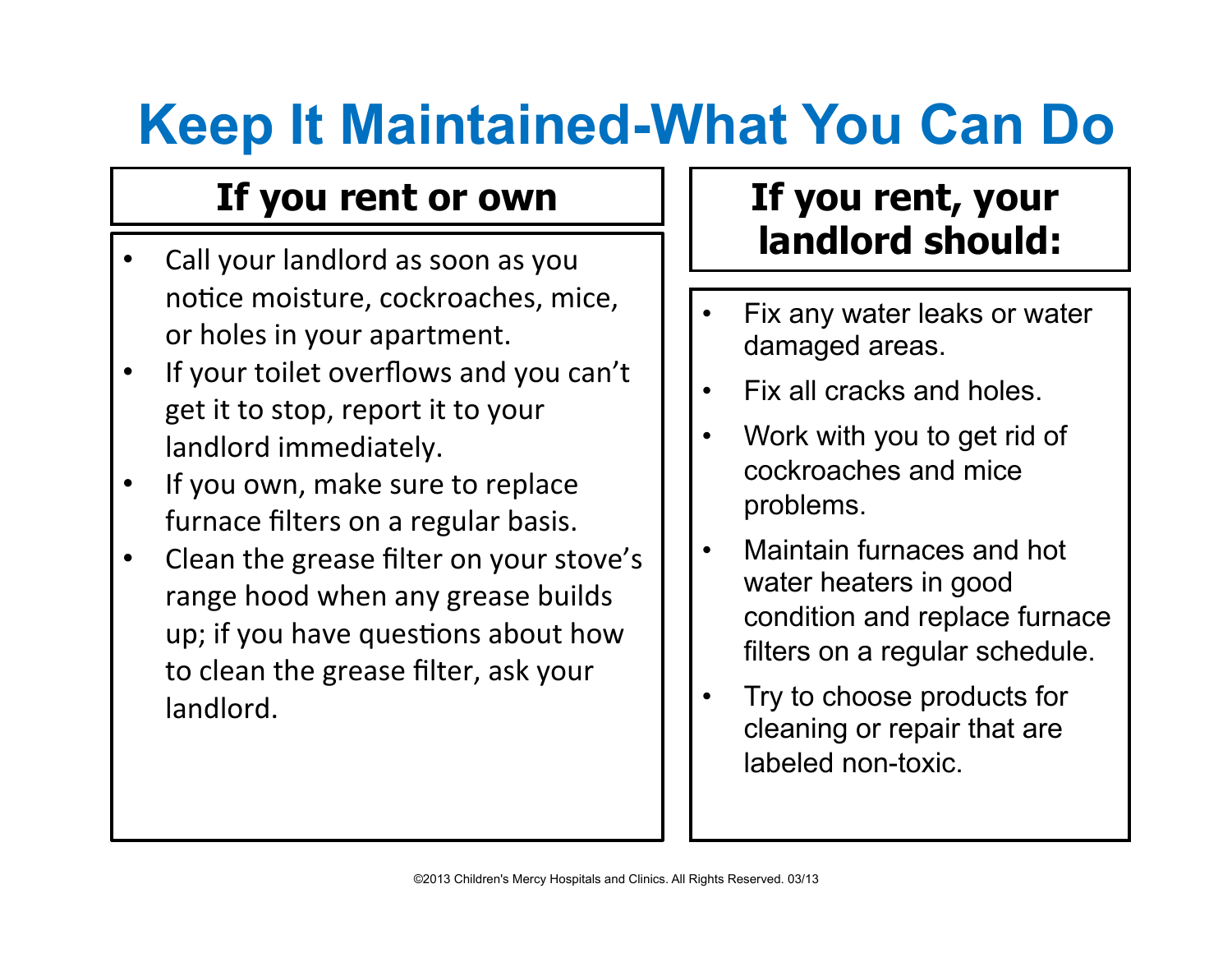# Keep It Maintained-What You Can Do

## If you rent or own

- Call your landlord as soon as you notice moisture, cockroaches, mice, or holes in your apartment.
- If your toilet overflows and you can't get it to stop, report it to your landlord immediately.
- If you own, make sure to replace furnace filters on a regular basis.
- Clean the grease filter on your stove's range hood when any grease builds up; if you have questions about how to clean the grease filter, ask your landlord.

## If you rent, your landlord should:

- Fix any water leaks or water damaged areas.
- Fix all cracks and holes.
- Work with you to get rid of cockroaches and mice problems.
- Maintain furnaces and hot water heaters in good condition and replace furnace filters on a regular schedule.
- Try to choose products for cleaning or repair that are labeled non-toxic.

©2013 Children's Mercy Hospitals and Clinics. All Rights Reserved. 03/13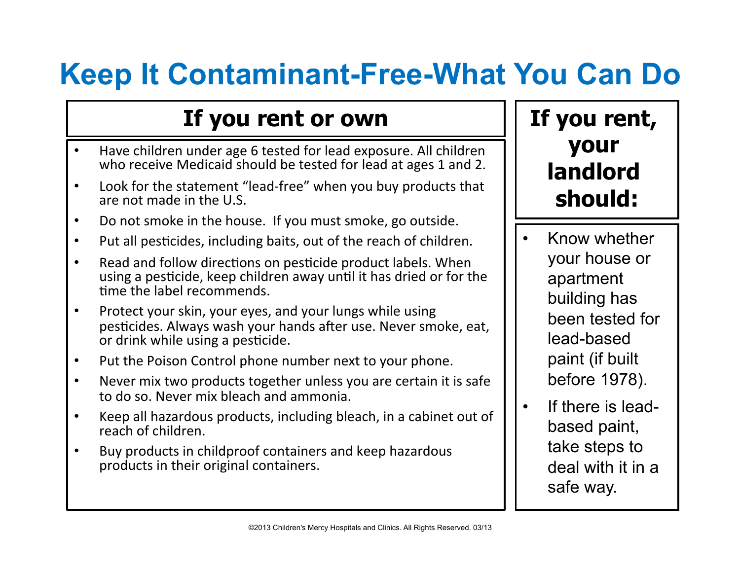# Keep It Contaminant-Free-What You Can Do

## If you rent or own

- Have children under age 6 tested for lead exposure. All children who receive Medicaid should be tested for lead at ages 1 and 2.
- Look for the statement "lead-free" when you buy products that are not made in the U.S.
- Do not smoke in the house. If you must smoke, go outside.
- Put all pesticides, including baits, out of the reach of children.
- Read and follow directions on pesticide product labels. When using a pesticide, keep children away until it has dried or for the time the label recommends.
- Protect your skin, your eyes, and your lungs while using pesticides. Always wash your hands after use. Never smoke, eat, or drink while using a pesticide.
- Put the Poison Control phone number next to your phone.
- Never mix two products together unless you are certain it is safe to do so. Never mix bleach and ammonia.
- Keep all hazardous products, including bleach, in a cabinet out of reach of children.
- Buy products in childproof containers and keep hazardous products in their original containers.

## If you rent, your landlord should:

- Know whether your house or apartment building has been tested for lead-based paint (if built before 1978).
- If there is lead-based paint, take steps to deal with it in a safe way.

©2013 Children's Mercy Hospitals and Clinics. All Rights Reserved. 03/13